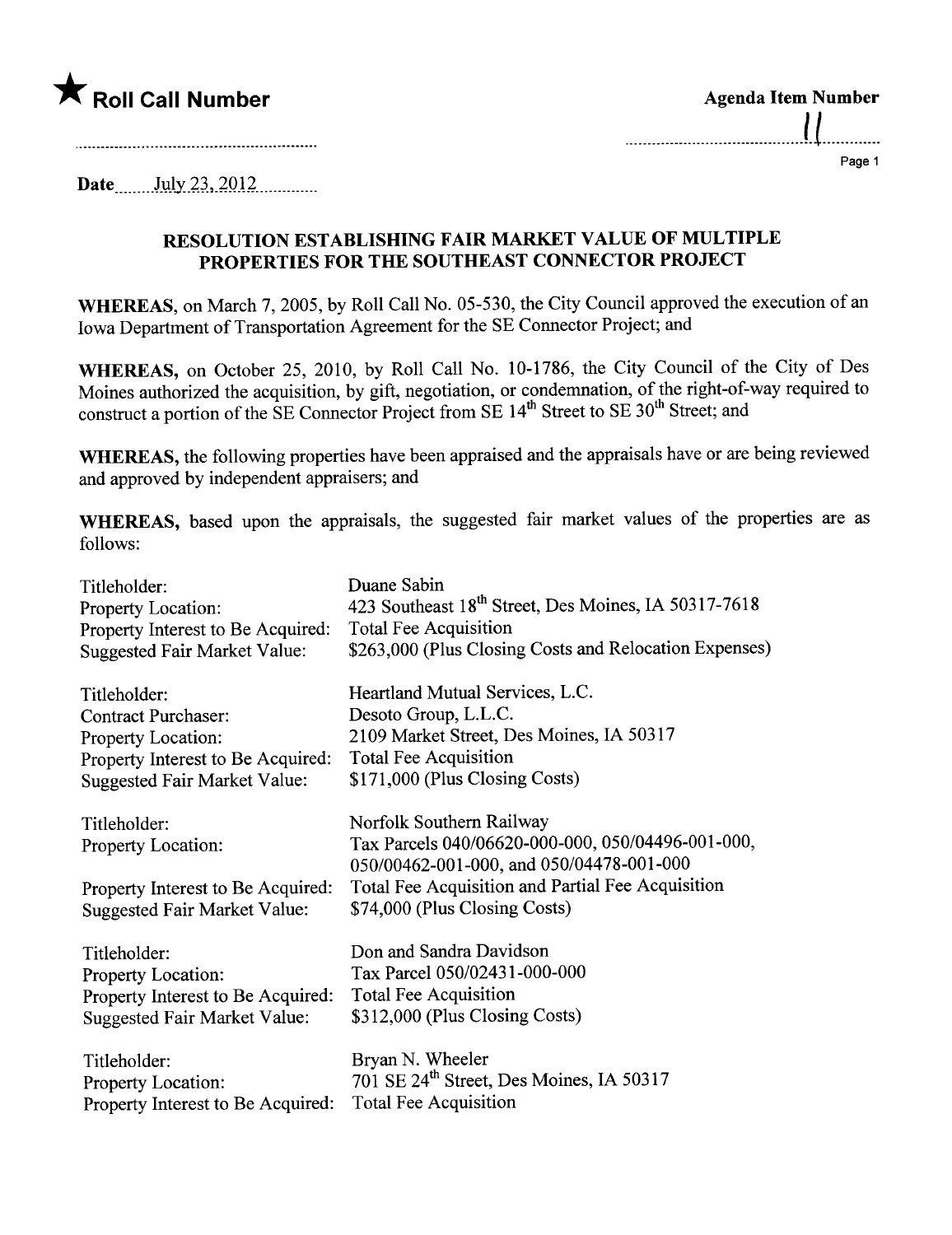★ **Roll Call Number**

**Agenda Item Number**

11

Date July 23, 2012

## RESOLUTION ESTABLISHING FAIR MARKET VALUE OF MULTIPLE PROPERTIES FOR THE SOUTHEAST CONNECTOR PROJECT

**WHEREAS,** on March 7, 2005, by Roll Call No. 05-530, the City Council approved the execution of an Iowa Department of Transportation Agreement for the SE Connector Project; and

**WHEREAS,** on October 25, 2010, by Roll Call No. 10-1786, the City Council of the City of Des Moines authorized the acquisition, by gift, negotiation, or condemnation, of the right-of-way required to construct a portion of the SE Connector Project from SE 14th Street to SE 30th Street; and

**WHEREAS,** the following properties have been appraised and the appraisals have or are being reviewed and approved by independent appraisers; and

**WHEREAS,** based upon the appraisals, the suggested fair market values of the properties are as follows:

| | |
|---|---|
| Titleholder: | Duane Sabin |
| Property Location: | 423 Southeast 18th Street, Des Moines, IA 50317-7618 |
| Property Interest to Be Acquired: | Total Fee Acquisition |
| Suggested Fair Market Value: | $263,000 (Plus Closing Costs and Relocation Expenses) |

| | |
|---|---|
| Titleholder: | Heartland Mutual Services, L.C. |
| Contract Purchaser: | Desoto Group, L.L.C. |
| Property Location: | 2109 Market Street, Des Moines, IA 50317 |
| Property Interest to Be Acquired: | Total Fee Acquisition |
| Suggested Fair Market Value: | $171,000 (Plus Closing Costs) |

| | |
|---|---|
| Titleholder: | Norfolk Southern Railway |
| Property Location: | Tax Parcels 040/06620-000-000, 050/04496-001-000, 050/00462-001-000, and 050/04478-001-000 |
| Property Interest to Be Acquired: | Total Fee Acquisition and Partial Fee Acquisition |
| Suggested Fair Market Value: | $74,000 (Plus Closing Costs) |

| | |
|---|---|
| Titleholder: | Don and Sandra Davidson |
| Property Location: | Tax Parcel 050/02431-000-000 |
| Property Interest to Be Acquired: | Total Fee Acquisition |
| Suggested Fair Market Value: | $312,000 (Plus Closing Costs) |

| | |
|---|---|
| Titleholder: | Bryan N. Wheeler |
| Property Location: | 701 SE 24th Street, Des Moines, IA 50317 |
| Property Interest to Be Acquired: | Total Fee Acquisition |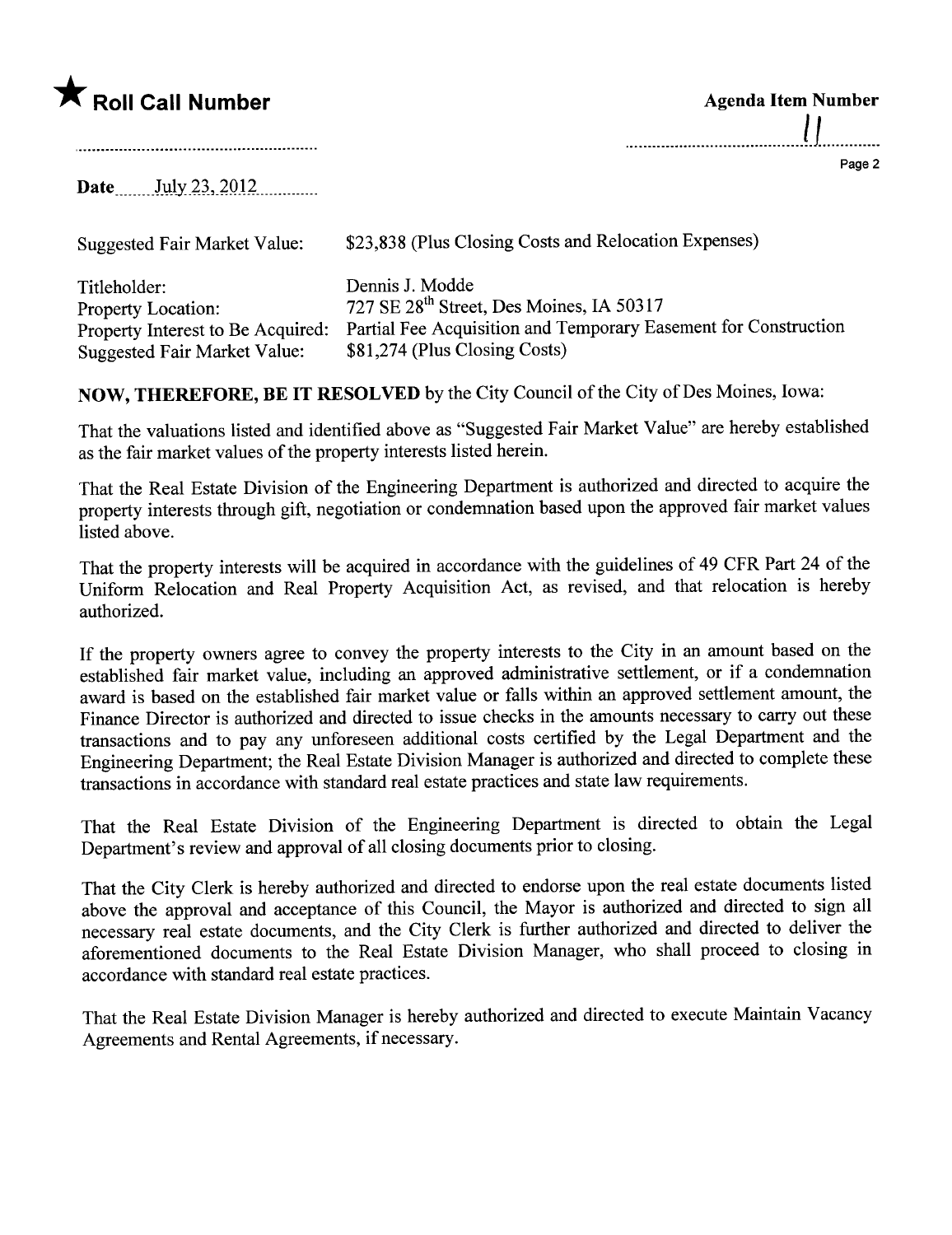★ **Roll Call Number**

**Agenda Item Number**

11

Date July 23, 2012

| | |
|---|---|
| Suggested Fair Market Value: | \$23,838 (Plus Closing Costs and Relocation Expenses) |
| Titleholder: | Dennis J. Modde |
| Property Location: | 727 SE 28th Street, Des Moines, IA 50317 |
| Property Interest to Be Acquired: | Partial Fee Acquisition and Temporary Easement for Construction |
| Suggested Fair Market Value: | \$81,274 (Plus Closing Costs) |

**NOW, THEREFORE, BE IT RESOLVED** by the City Council of the City of Des Moines, Iowa:

That the valuations listed and identified above as "Suggested Fair Market Value" are hereby established as the fair market values of the property interests listed herein.

That the Real Estate Division of the Engineering Department is authorized and directed to acquire the property interests through gift, negotiation or condemnation based upon the approved fair market values listed above.

That the property interests will be acquired in accordance with the guidelines of 49 CFR Part 24 of the Uniform Relocation and Real Property Acquisition Act, as revised, and that relocation is hereby authorized.

If the property owners agree to convey the property interests to the City in an amount based on the established fair market value, including an approved administrative settlement, or if a condemnation award is based on the established fair market value or falls within an approved settlement amount, the Finance Director is authorized and directed to issue checks in the amounts necessary to carry out these transactions and to pay any unforeseen additional costs certified by the Legal Department and the Engineering Department; the Real Estate Division Manager is authorized and directed to complete these transactions in accordance with standard real estate practices and state law requirements.

That the Real Estate Division of the Engineering Department is directed to obtain the Legal Department's review and approval of all closing documents prior to closing.

That the City Clerk is hereby authorized and directed to endorse upon the real estate documents listed above the approval and acceptance of this Council, the Mayor is authorized and directed to sign all necessary real estate documents, and the City Clerk is further authorized and directed to deliver the aforementioned documents to the Real Estate Division Manager, who shall proceed to closing in accordance with standard real estate practices.

That the Real Estate Division Manager is hereby authorized and directed to execute Maintain Vacancy Agreements and Rental Agreements, if necessary.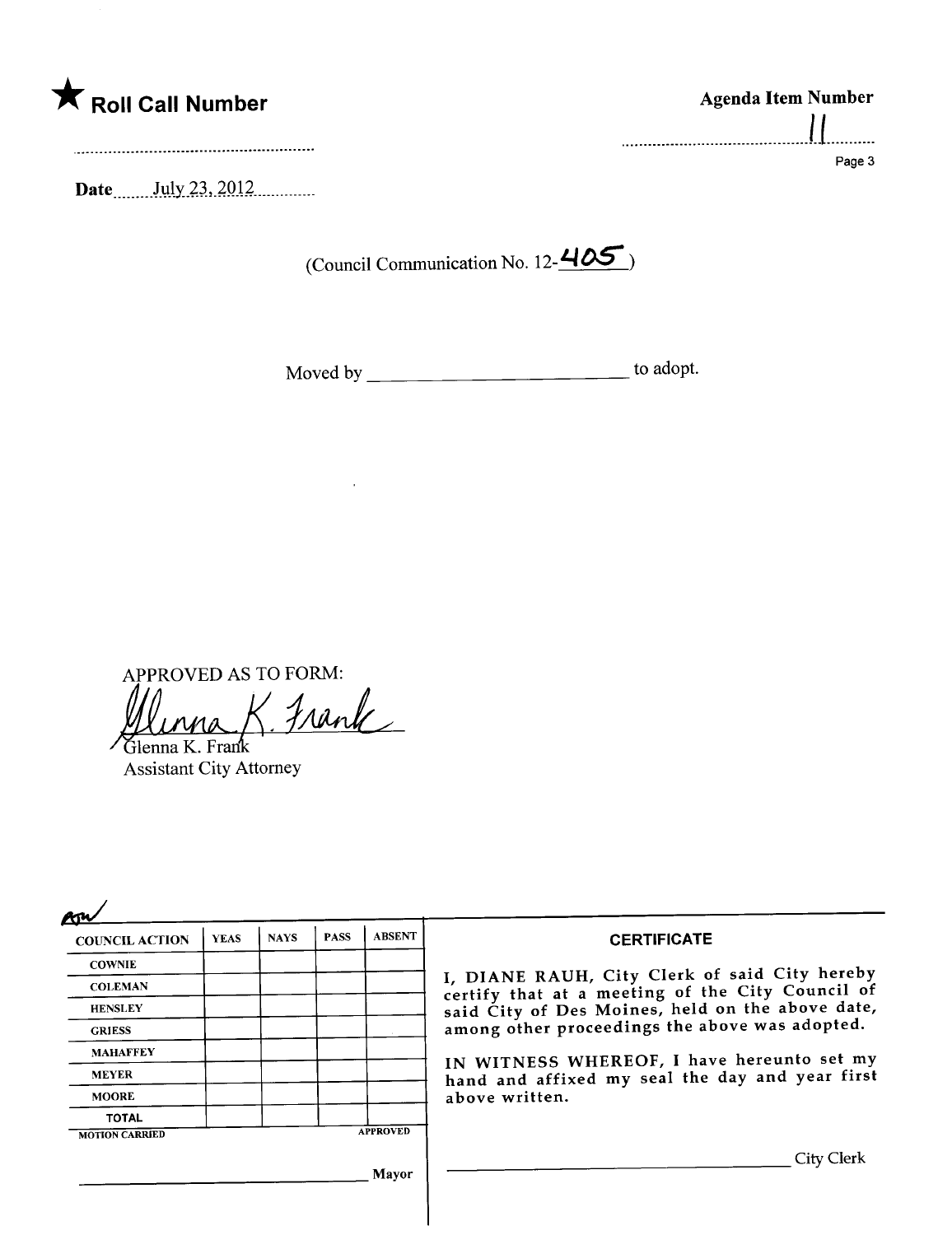★ **Roll Call Number**

.........................................................

**Date** July 23, 2012

**Agenda Item Number**

11

(Council Communication No. 12-405)

Moved by ___________________________ to adopt.

APPROVED AS TO FORM:

Glenna K. Frank
Assistant City Attorney

| COUNCIL ACTION | YEAS | NAYS | PASS | ABSENT |
| --- | --- | --- | --- | --- |
| COWNIE | | | | |
| COLEMAN | | | | |
| HENSLEY | | | | |
| GRIESS | | | | |
| MAHAFFEY | | | | |
| MEYER | | | | |
| MOORE | | | | |
| TOTAL | | | | |

MOTION CARRIED APPROVED

___________________________ Mayor

**CERTIFICATE**

I, DIANE RAUH, City Clerk of said City hereby certify that at a meeting of the City Council of said City of Des Moines, held on the above date, among other proceedings the above was adopted.

IN WITNESS WHEREOF, I have hereunto set my hand and affixed my seal the day and year first above written.

___________________________ City Clerk